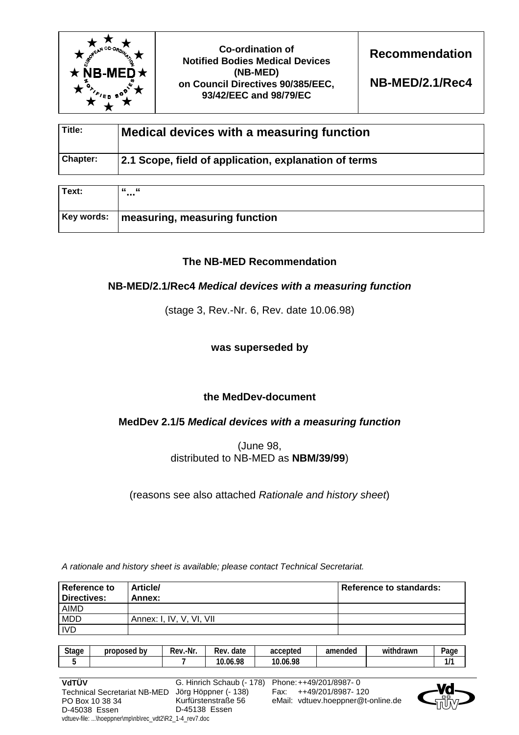| | Co-ordination of Notified Bodies Medical Devices (NB-MED) on Council Directives 90/385/EEC, 93/42/EEC and 98/79/EC | **Recommendation** **NB-MED/2.1/Rec4** |
|---|---|---|

| | |
|---|---|
| **Title:** | **Medical devices with a measuring function** |
| **Chapter:** | **2.1 Scope, field of application, explanation of terms** |

| | |
|---|---|
| **Text:** | **“...“** |
| **Key words:** | **measuring, measuring function** |

**The NB-MED Recommendation**

**NB-MED/2.1/Rec4** ***Medical devices with a measuring function***

(stage 3, Rev.-Nr. 6, Rev. date 10.06.98)

**was superseded by**

**the MedDev-document**

**MedDev 2.1/5** ***Medical devices with a measuring function***

(June 98,
distributed to NB-MED as **NBM/39/99**)

(reasons see also attached *Rationale and history sheet*)

*A rationale and history sheet is available; please contact Technical Secretariat.*

| Reference to Directives: | Article/ Annex: | Reference to standards: |
|---|---|---|
| AIMD | | |
| MDD | Annex: I, IV, V, VI, VII | |
| IVD | | |

| Stage | proposed by | Rev.-Nr. | Rev. date | accepted | amended | withdrawn | Page |
|---|---|---|---|---|---|---|---|
| 5 | | 7 | 10.06.98 | 10.06.98 | | | 1/1 |

**VdTÜV**
Technical Secretariat NB-MED
PO Box 10 38 34
D-45038 Essen

G. Hinrich Schaub (- 178)
Jörg Höppner (- 138)
Kurfürstenstraße 56
D-45138 Essen

Phone: ++49/201/8987- 0
Fax: ++49/201/8987- 120
eMail: vdtuev.hoeppner@t-online.de

vdtuev-file: ...\hoeppner\mp\nb\rec_vdt2\R2_1-4_rev7.doc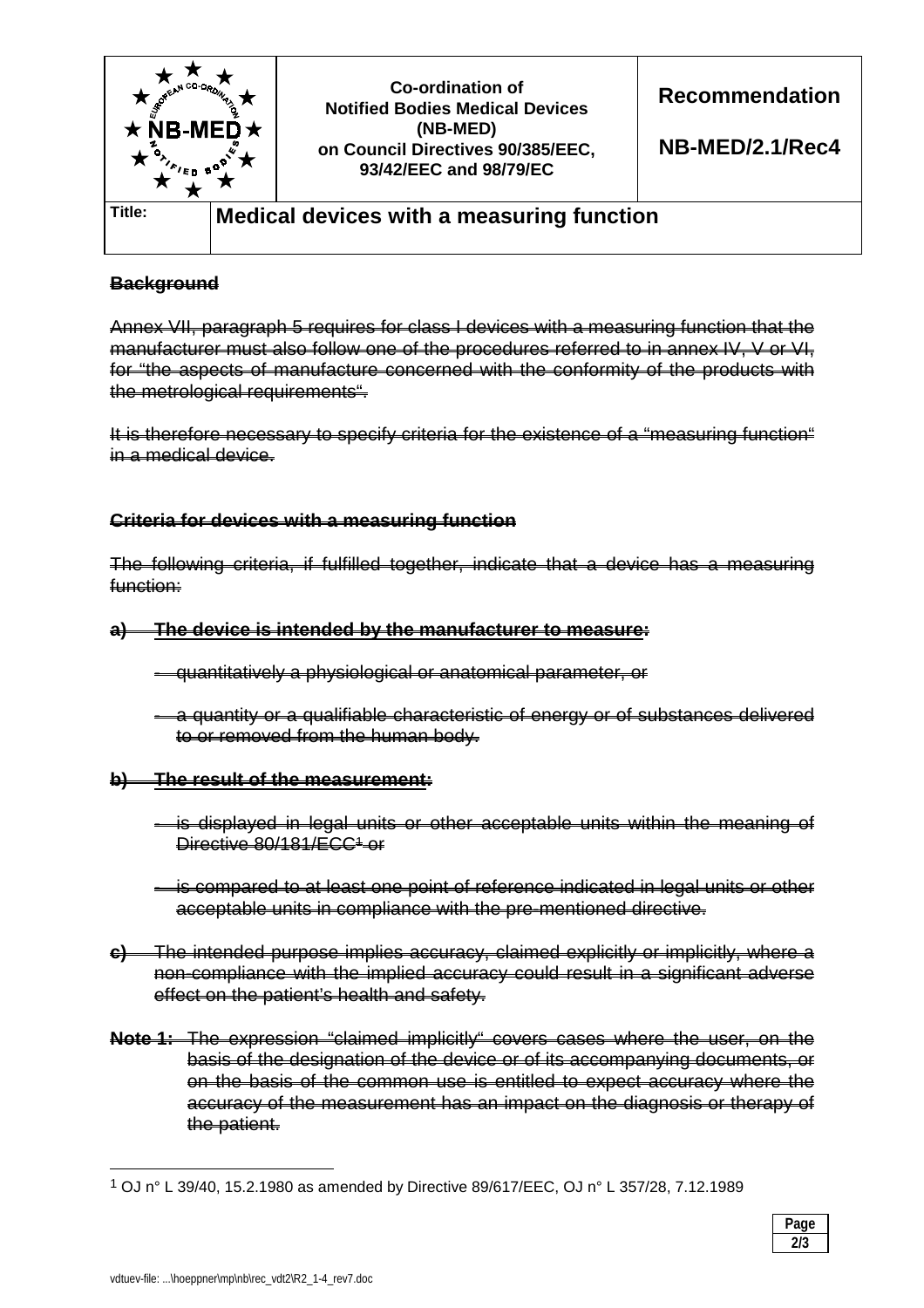| Co-ordination of Notified Bodies Medical Devices (NB-MED) on Council Directives 90/385/EEC, 93/42/EEC and 98/79/EC | Recommendation NB-MED/2.1/Rec4 |
| --- | --- |
| **Title:** | **Medical devices with a measuring function** |

~~**Background**~~

~~Annex VII, paragraph 5 requires for class I devices with a measuring function that the manufacturer must also follow one of the procedures referred to in annex IV, V or VI, for "the aspects of manufacture concerned with the conformity of the products with the metrological requirements".~~

~~It is therefore necessary to specify criteria for the existence of a "measuring function" in a medical device.~~

~~**Criteria for devices with a measuring function**~~

~~The following criteria, if fulfilled together, indicate that a device has a measuring function:~~

~~**a) The device is intended by the manufacturer to measure:**~~

- ~~quantitatively a physiological or anatomical parameter, or~~
- ~~a quantity or a qualifiable characteristic of energy or of substances delivered to or removed from the human body.~~

~~**b) The result of the measurement:**~~

- ~~is displayed in legal units or other acceptable units within the meaning of Directive 80/181/ECC[1] or~~
- ~~is compared to at least one point of reference indicated in legal units or other acceptable units in compliance with the pre-mentioned directive.~~

~~**c)** The intended purpose implies accuracy, claimed explicitly or implicitly, where a non-compliance with the implied accuracy could result in a significant adverse effect on the patient's health and safety.~~

~~**Note 1:** The expression "claimed implicitly" covers cases where the user, on the basis of the designation of the device or of its accompanying documents, or on the basis of the common use is entitled to expect accuracy where the accuracy of the measurement has an impact on the diagnosis or therapy of the patient.~~

[1] OJ n° L 39/40, 15.2.1980 as amended by Directive 89/617/EEC, OJ n° L 357/28, 7.12.1989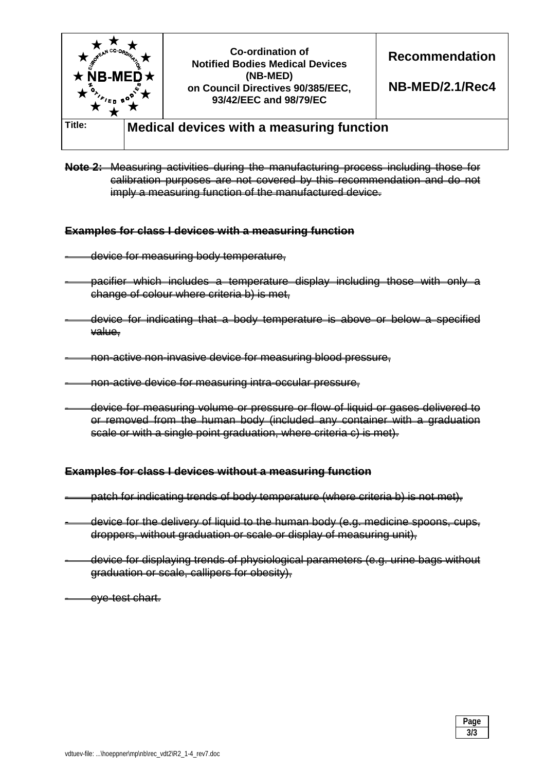~~**Note 2:** Measuring activities during the manufacturing process including those for calibration purposes are not covered by this recommendation and do not imply a measuring function of the manufactured device.~~

~~**Examples for class I devices with a measuring function**~~

- ~~device for measuring body temperature,~~
- ~~pacifier which includes a temperature display including those with only a change of colour where criteria b) is met,~~
- ~~device for indicating that a body temperature is above or below a specified value,~~
- ~~non-active non-invasive device for measuring blood pressure,~~
- ~~non-active device for measuring intra-occular pressure,~~
- ~~device for measuring volume or pressure or flow of liquid or gases delivered to or removed from the human body (included any container with a graduation scale or with a single point graduation, where criteria c) is met).~~

~~**Examples for class I devices without a measuring function**~~

- ~~patch for indicating trends of body temperature (where criteria b) is not met),~~
- ~~device for the delivery of liquid to the human body (e.g. medicine spoons, cups, droppers, without graduation or scale or display of measuring unit),~~
- ~~device for displaying trends of physiological parameters (e.g. urine bags without graduation or scale, callipers for obesity),~~
- ~~eye-test chart.~~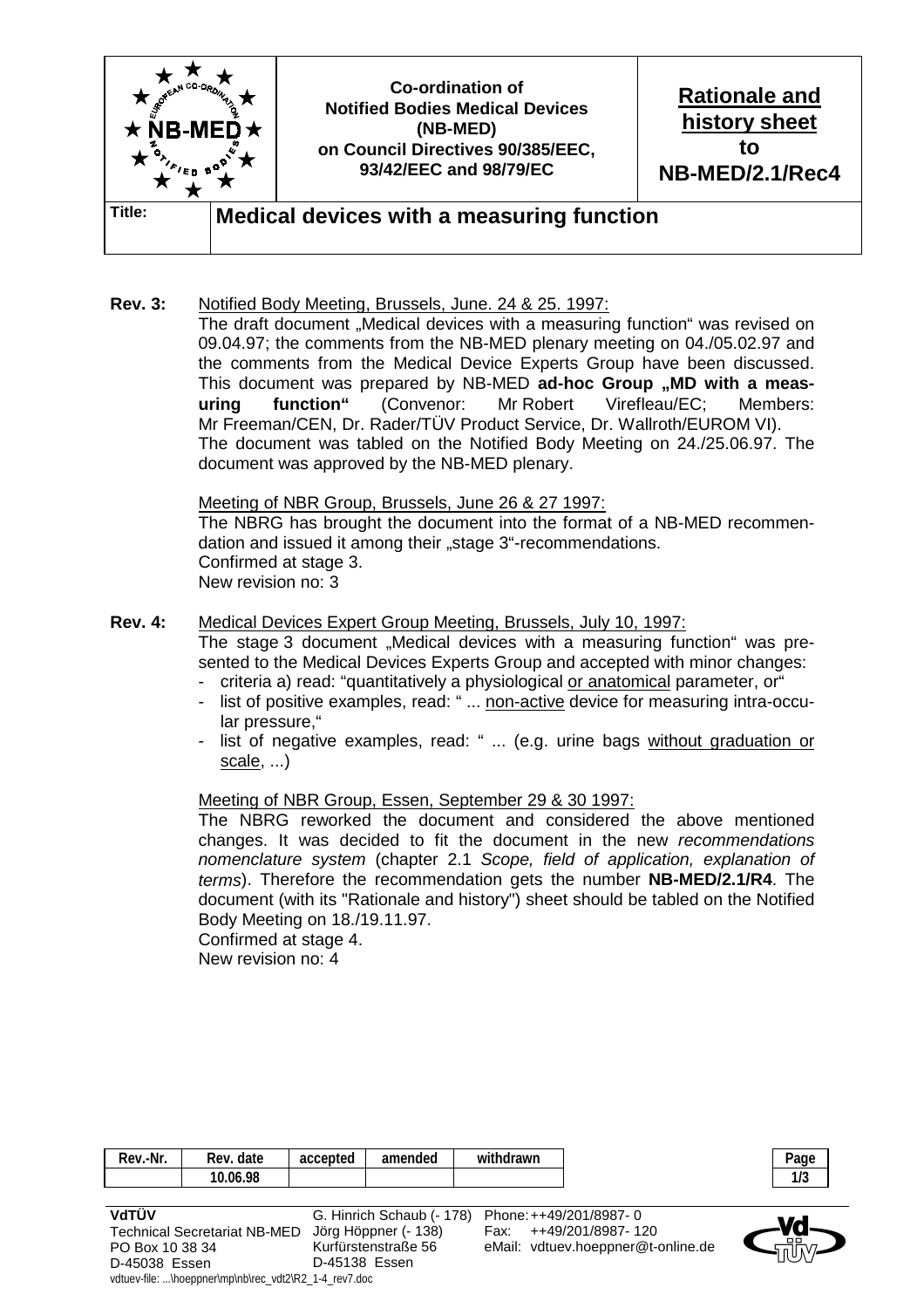| | Co-ordination of Notified Bodies Medical Devices (NB-MED) on Council Directives 90/385/EEC, 93/42/EEC and 98/79/EC | **Rationale and history sheet to NB-MED/2.1/Rec4** |
|---|---|---|
| **Title:** | **Medical devices with a measuring function** | |

**Rev. 3:** Notified Body Meeting, Brussels, June. 24 & 25. 1997:

The draft document „Medical devices with a measuring function" was revised on 09.04.97; the comments from the NB-MED plenary meeting on 04./05.02.97 and the comments from the Medical Device Experts Group have been discussed. This document was prepared by NB-MED **ad-hoc Group „MD with a measuring function"** (Convenor: Mr Robert Virefleau/EC; Members: Mr Freeman/CEN, Dr. Rader/TÜV Product Service, Dr. Wallroth/EUROM VI). The document was tabled on the Notified Body Meeting on 24./25.06.97. The document was approved by the NB-MED plenary.

Meeting of NBR Group, Brussels, June 26 & 27 1997:

The NBRG has brought the document into the format of a NB-MED recommendation and issued it among their „stage 3"-recommendations.
Confirmed at stage 3.
New revision no: 3

**Rev. 4:** Medical Devices Expert Group Meeting, Brussels, July 10, 1997:

The stage 3 document „Medical devices with a measuring function" was presented to the Medical Devices Experts Group and accepted with minor changes:

- criteria a) read: "quantitatively a physiological or anatomical parameter, or"
- list of positive examples, read: " ... non-active device for measuring intra-occular pressure,"
- list of negative examples, read: " ... (e.g. urine bags without graduation or scale, ...)

Meeting of NBR Group, Essen, September 29 & 30 1997:

The NBRG reworked the document and considered the above mentioned changes. It was decided to fit the document in the new *recommendations nomenclature system* (chapter 2.1 *Scope, field of application, explanation of terms*). Therefore the recommendation gets the number **NB-MED/2.1/R4**. The document (with its "Rationale and history") sheet should be tabled on the Notified Body Meeting on 18./19.11.97.
Confirmed at stage 4.
New revision no: 4

| Rev.-Nr. | Rev. date | accepted | amended | withdrawn |
|---|---|---|---|---|
| | 10.06.98 | | | |

VdTÜV
Technical Secretariat NB-MED
PO Box 10 38 34
D-45038 Essen

G. Hinrich Schaub (- 178)
Jörg Höppner (- 138)
Kurfürstenstraße 56
D-45138 Essen

Phone: ++49/201/8987- 0
Fax: ++49/201/8987- 120
eMail: vdtuev.hoeppner@t-online.de

vdtuev-file: ...\hoeppner\mp\nb\rec_vdt2\R2_1-4_rev7.doc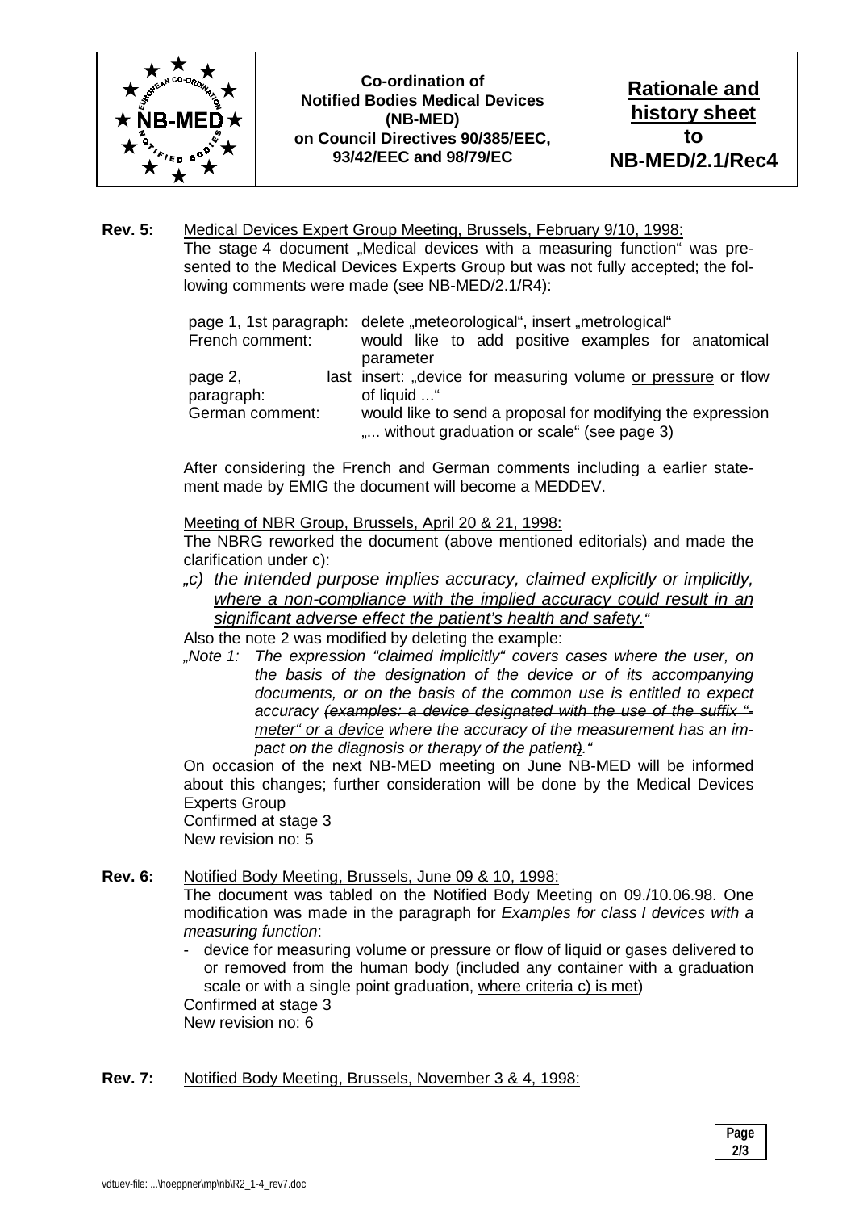**Rev. 5:** Medical Devices Expert Group Meeting, Brussels, February 9/10, 1998:

The stage 4 document „Medical devices with a measuring function" was presented to the Medical Devices Experts Group but was not fully accepted; the following comments were made (see NB-MED/2.1/R4):

| | |
|---|---|
| page 1, 1st paragraph: | delete „meteorological", insert „metrological" |
| French comment: | would like to add positive examples for anatomical parameter |
| page 2, last paragraph: | insert: „device for measuring volume <u>or pressure</u> or flow of liquid ..." |
| German comment: | would like to send a proposal for modifying the expression „... without graduation or scale" (see page 3) |

After considering the French and German comments including a earlier statement made by EMIG the document will become a MEDDEV.

<u>Meeting of NBR Group, Brussels, April 20 & 21, 1998:</u>

The NBRG reworked the document (above mentioned editorials) and made the clarification under c):

*„c) the intended purpose implies accuracy, claimed explicitly or implicitly, <u>where a non-compliance with the implied accuracy could result in an significant adverse effect the patient's health and safety.</u>"*

Also the note 2 was modified by deleting the example:

*„Note 1: The expression "claimed implicitly" covers cases where the user, on the basis of the designation of the device or of its accompanying documents, or on the basis of the common use is entitled to expect accuracy ~~(examples: a device designated with the use of the suffix "-meter" or a device~~ where the accuracy of the measurement has an impact on the diagnosis or therapy of the patient~~)~~."*

On occasion of the next NB-MED meeting on June NB-MED will be informed about this changes; further consideration will be done by the Medical Devices Experts Group

Confirmed at stage 3

New revision no: 5

**Rev. 6:** Notified Body Meeting, Brussels, June 09 & 10, 1998:

The document was tabled on the Notified Body Meeting on 09./10.06.98. One modification was made in the paragraph for *Examples for class I devices with a measuring function*:

- device for measuring volume or pressure or flow of liquid or gases delivered to or removed from the human body (included any container with a graduation scale or with a single point graduation, <u>where criteria c) is met</u>)

Confirmed at stage 3

New revision no: 6

**Rev. 7:** Notified Body Meeting, Brussels, November 3 & 4, 1998: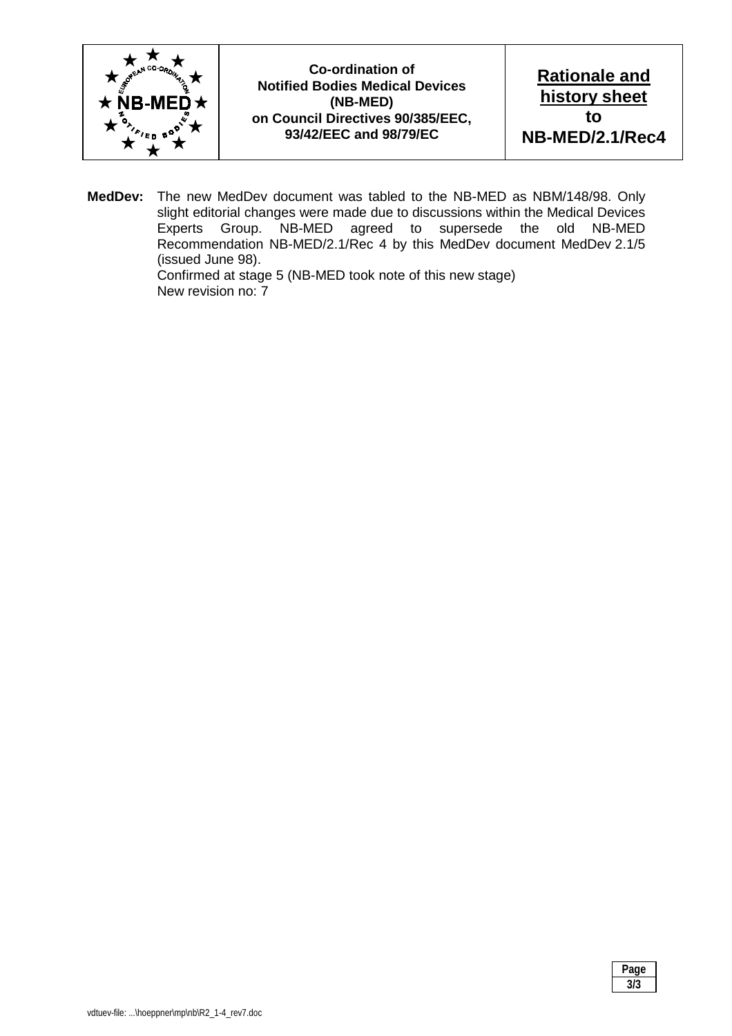**MedDev:** The new MedDev document was tabled to the NB-MED as NBM/148/98. Only slight editorial changes were made due to discussions within the Medical Devices Experts Group. NB-MED agreed to supersede the old NB-MED Recommendation NB-MED/2.1/Rec 4 by this MedDev document MedDev 2.1/5 (issued June 98).
Confirmed at stage 5 (NB-MED took note of this new stage)
New revision no: 7